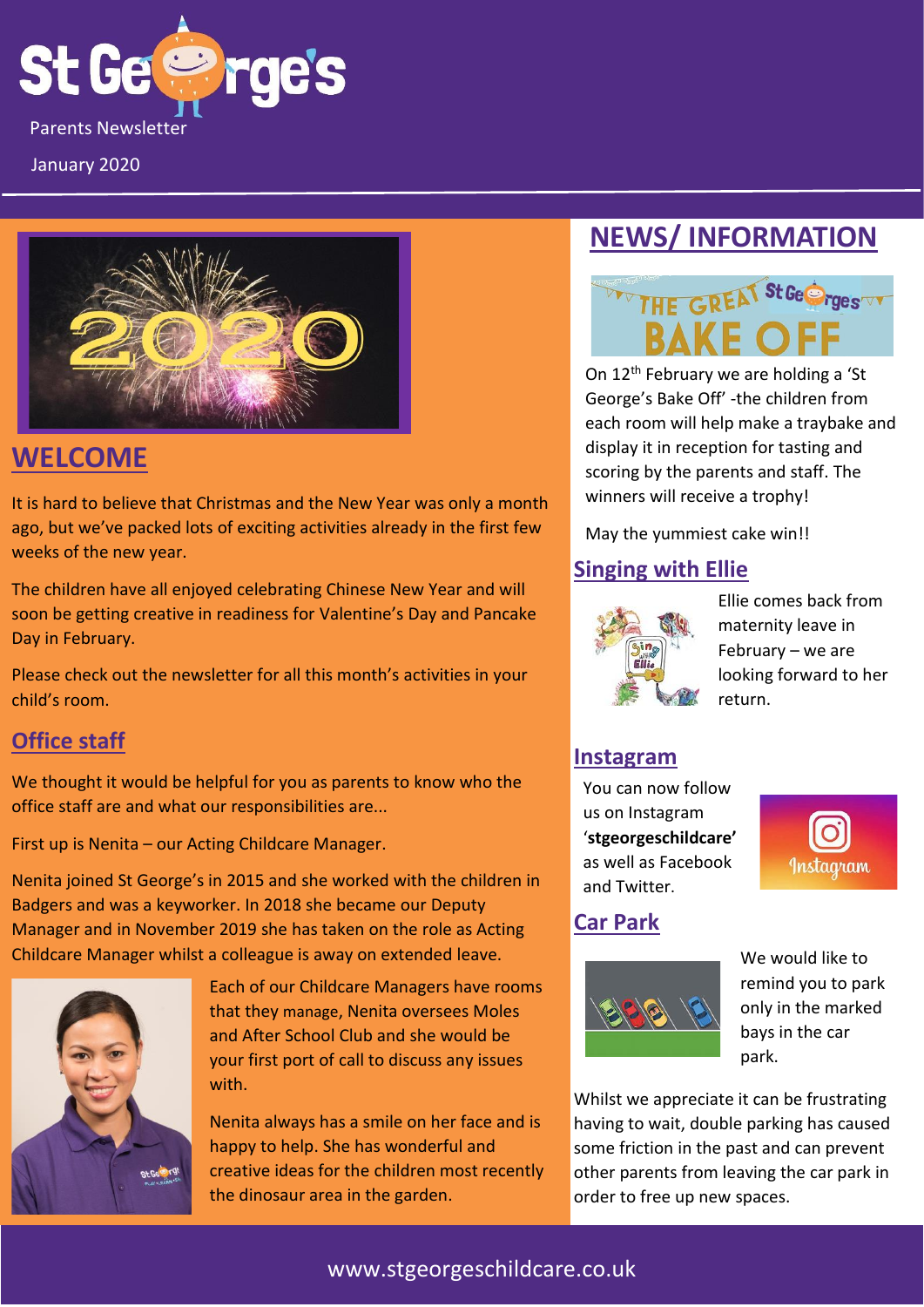# St George's

Parents Newsletter

January 2020

## WELCOME

It is hard to believe that Christmas and the New Year was only a month ago, but we've packed lots of exciting activities already in the first few weeks of the new year.

The children have all enjoyed celebrating Chinese New Year and will soon be getting creative in readiness for Valentine's Day and Pancake Day in February.

Please check out the newsletter for all this month's activities in your child's room.

## Office staff

We thought it would be helpful for you as parents to know who the office staff are and what our responsibilities are...

First up is Nenita – our Acting Childcare Manager.

Nenita joined St George's in 2015 and she worked with the children in Badgers and was a keyworker. In 2018 she became our Deputy Manager and in November 2019 she has taken on the role as Acting Childcare Manager whilst a colleague is away on extended leave.

Each of our Childcare Managers have rooms that they manage, Nenita oversees Moles and After School Club and she would be your first port of call to discuss any issues with.

Nenita always has a smile on her face and is happy to help. She has wonderful and creative ideas for the children most recently the dinosaur area in the garden.

## NEWS/ INFORMATION

THE GREAT St George's BAKE OFF

On 12th February we are holding a 'St George's Bake Off' -the children from each room will help make a traybake and display it in reception for tasting and scoring by the parents and staff. The winners will receive a trophy!

May the yummiest cake win!!

### Singing with Ellie

Ellie comes back from maternity leave in February – we are looking forward to her return.

### Instagram

You can now follow us on Instagram '**stgeorgeschildcare'** as well as Facebook and Twitter.

### Car Park

We would like to remind you to park only in the marked bays in the car park.

Whilst we appreciate it can be frustrating having to wait, double parking has caused some friction in the past and can prevent other parents from leaving the car park in order to free up new spaces.

www.stgeorgeschildcare.co.uk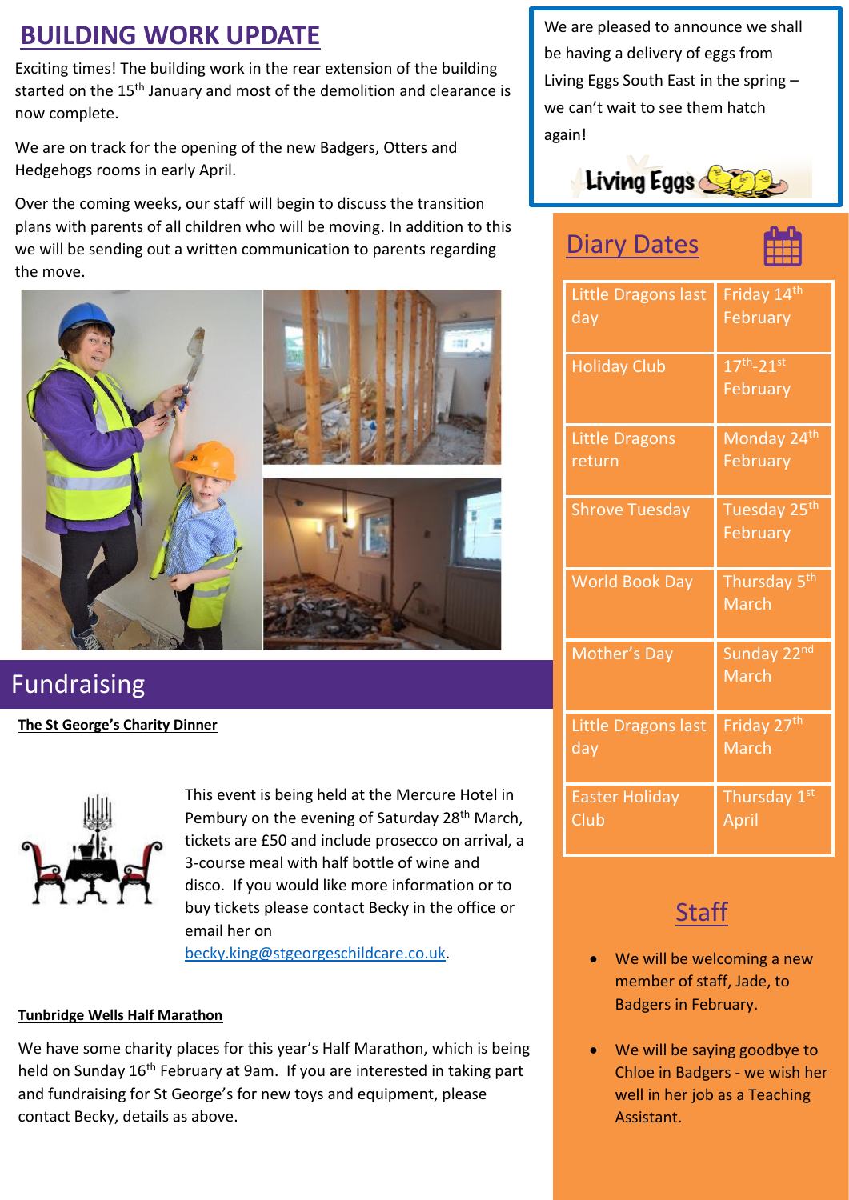# BUILDING WORK UPDATE

Exciting times! The building work in the rear extension of the building started on the 15th January and most of the demolition and clearance is now complete.

We are on track for the opening of the new Badgers, Otters and Hedgehogs rooms in early April.

Over the coming weeks, our staff will begin to discuss the transition plans with parents of all children who will be moving. In addition to this we will be sending out a written communication to parents regarding the move.

## Fundraising

**The St George's Charity Dinner**

This event is being held at the Mercure Hotel in Pembury on the evening of Saturday 28th March, tickets are £50 and include prosecco on arrival, a 3-course meal with half bottle of wine and disco. If you would like more information or to buy tickets please contact Becky in the office or email her on becky.king@stgeorgeschildcare.co.uk.

**Tunbridge Wells Half Marathon**

We have some charity places for this year's Half Marathon, which is being held on Sunday 16th February at 9am. If you are interested in taking part and fundraising for St George's for new toys and equipment, please contact Becky, details as above.

We are pleased to announce we shall be having a delivery of eggs from Living Eggs South East in the spring – we can't wait to see them hatch again!

## Diary Dates

| Event | Date |
| --- | --- |
| Little Dragons last day | Friday 14th February |
| Holiday Club | 17th-21st February |
| Little Dragons return | Monday 24th February |
| Shrove Tuesday | Tuesday 25th February |
| World Book Day | Thursday 5th March |
| Mother's Day | Sunday 22nd March |
| Little Dragons last day | Friday 27th March |
| Easter Holiday Club | Thursday 1st April |

## Staff

- We will be welcoming a new member of staff, Jade, to Badgers in February.
- We will be saying goodbye to Chloe in Badgers - we wish her well in her job as a Teaching Assistant.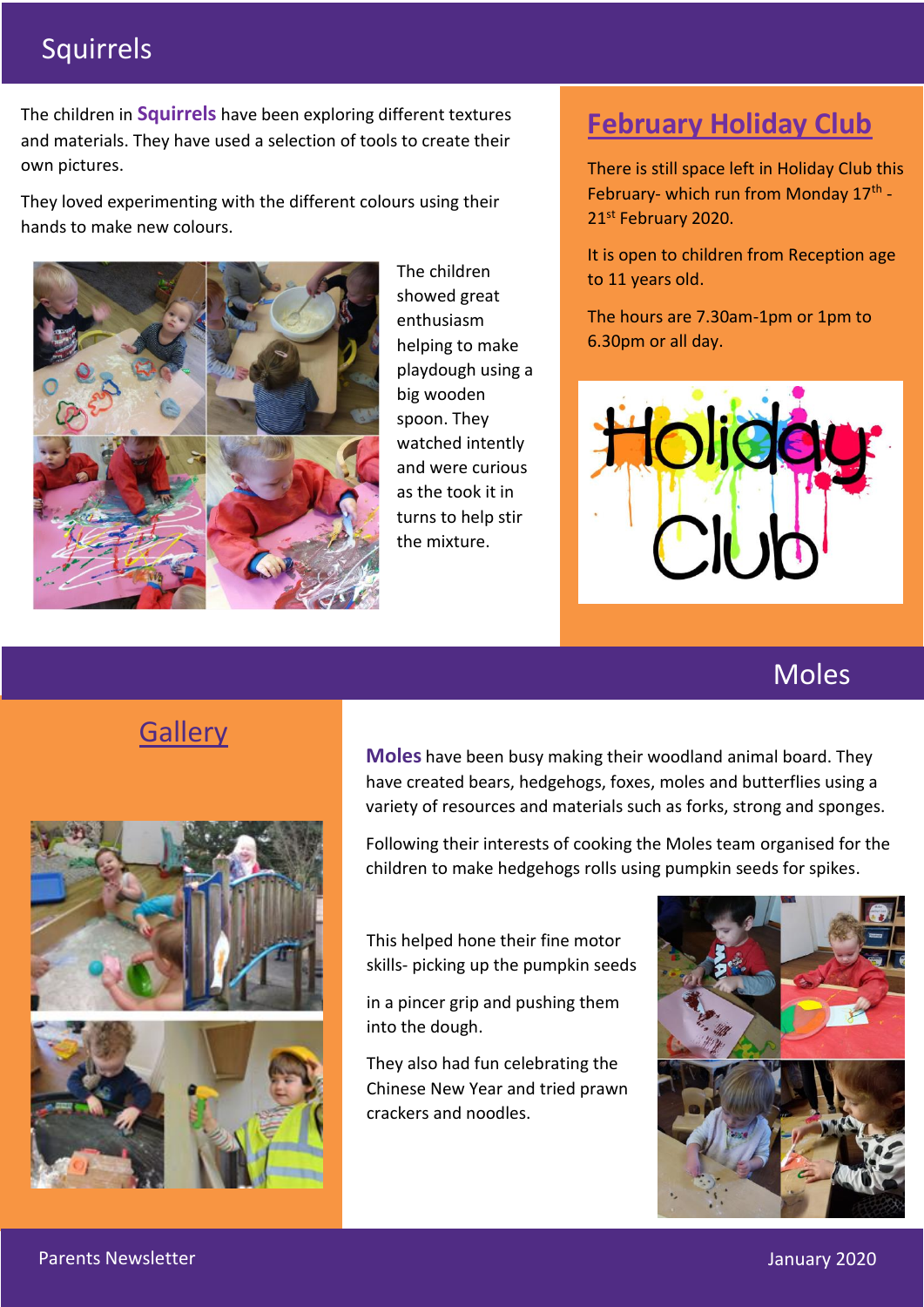## Squirrels

The children in **Squirrels** have been exploring different textures and materials. They have used a selection of tools to create their own pictures.

They loved experimenting with the different colours using their hands to make new colours.

The children showed great enthusiasm helping to make playdough using a big wooden spoon. They watched intently and were curious as the took it in turns to help stir the mixture.

## February Holiday Club

There is still space left in Holiday Club this February- which run from Monday 17th - 21st February 2020.

It is open to children from Reception age to 11 years old.

The hours are 7.30am-1pm or 1pm to 6.30pm or all day.

## Moles

**Moles** have been busy making their woodland animal board. They have created bears, hedgehogs, foxes, moles and butterflies using a variety of resources and materials such as forks, strong and sponges.

Following their interests of cooking the Moles team organised for the children to make hedgehogs rolls using pumpkin seeds for spikes.

This helped hone their fine motor skills- picking up the pumpkin seeds

in a pincer grip and pushing them into the dough.

They also had fun celebrating the Chinese New Year and tried prawn crackers and noodles.

## Gallery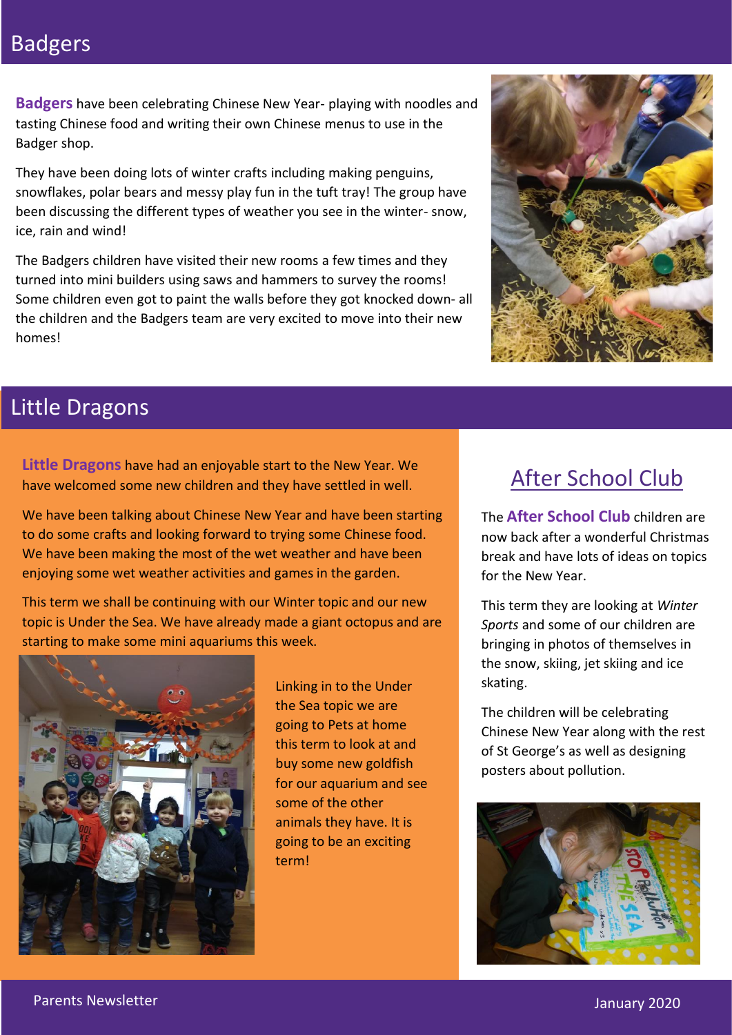## Badgers

**Badgers** have been celebrating Chinese New Year- playing with noodles and tasting Chinese food and writing their own Chinese menus to use in the Badger shop.

They have been doing lots of winter crafts including making penguins, snowflakes, polar bears and messy play fun in the tuft tray! The group have been discussing the different types of weather you see in the winter- snow, ice, rain and wind!

The Badgers children have visited their new rooms a few times and they turned into mini builders using saws and hammers to survey the rooms! Some children even got to paint the walls before they got knocked down- all the children and the Badgers team are very excited to move into their new homes!

## Little Dragons

**Little Dragons** have had an enjoyable start to the New Year. We have welcomed some new children and they have settled in well.

We have been talking about Chinese New Year and have been starting to do some crafts and looking forward to trying some Chinese food. We have been making the most of the wet weather and have been enjoying some wet weather activities and games in the garden.

This term we shall be continuing with our Winter topic and our new topic is Under the Sea. We have already made a giant octopus and are starting to make some mini aquariums this week.

Linking in to the Under the Sea topic we are going to Pets at home this term to look at and buy some new goldfish for our aquarium and see some of the other animals they have. It is going to be an exciting term!

## After School Club

The **After School Club** children are now back after a wonderful Christmas break and have lots of ideas on topics for the New Year.

This term they are looking at *Winter Sports* and some of our children are bringing in photos of themselves in the snow, skiing, jet skiing and ice skating.

The children will be celebrating Chinese New Year along with the rest of St George's as well as designing posters about pollution.